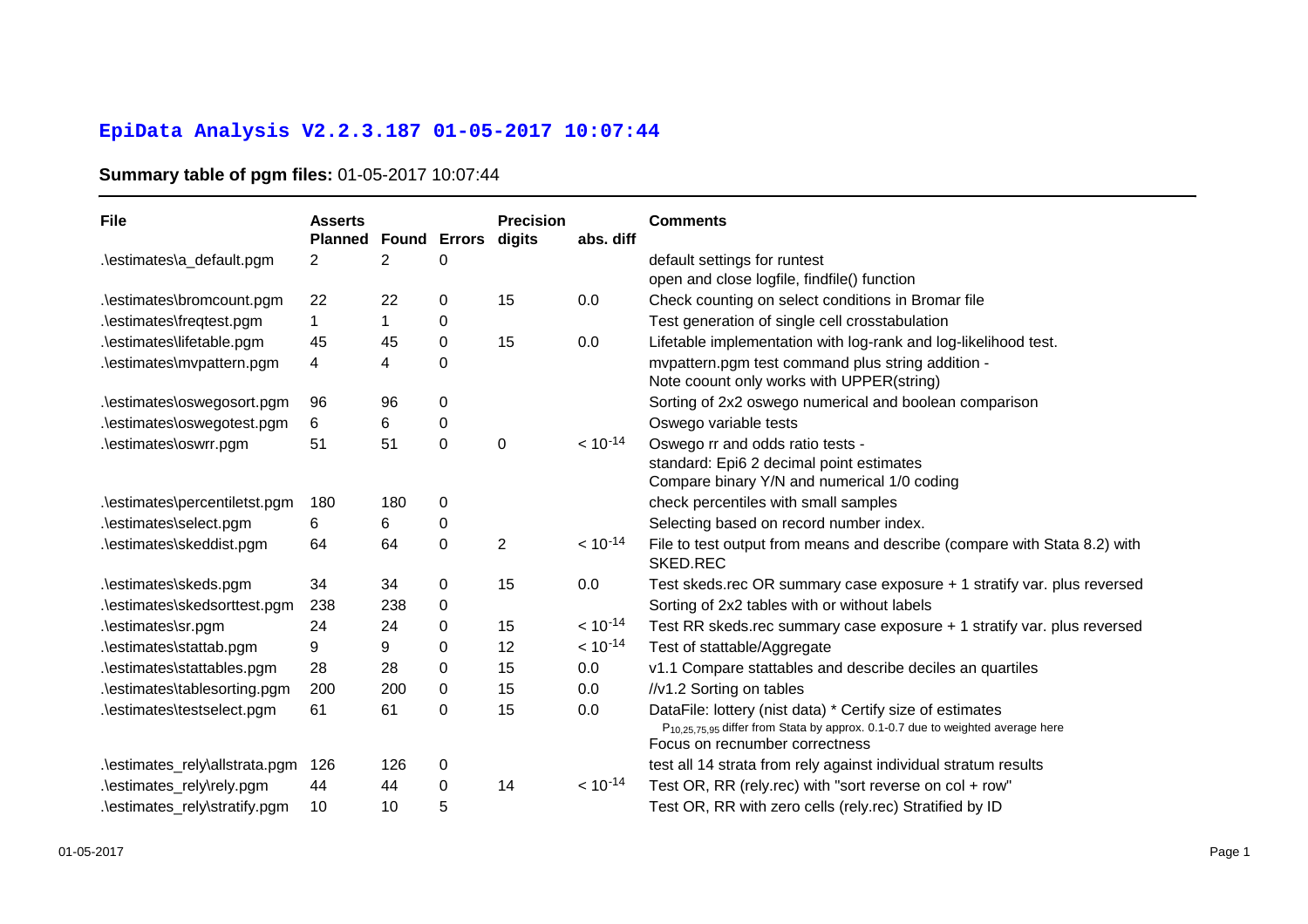# EpiData Analysis V2.2.3.187 01-05-2017 10:07:44

## **Summary table of pgm files:** 01-05-2017 10:07:44

| File | Asserts | | | Precision | | Comments |
|---|---|---|---|---|---|---|
| | Planned | Found | Errors | digits | abs. diff | |
| .\estimates\a_default.pgm | 2 | 2 | 0 | | | default settings for runtest<br>open and close logfile, findfile() function |
| .\estimates\bromcount.pgm | 22 | 22 | 0 | 15 | 0.0 | Check counting on select conditions in Bromar file |
| .\estimates\freqtest.pgm | 1 | 1 | 0 | | | Test generation of single cell crosstabulation |
| .\estimates\lifetable.pgm | 45 | 45 | 0 | 15 | 0.0 | Lifetable implementation with log-rank and log-likelihood test. |
| .\estimates\mvpattern.pgm | 4 | 4 | 0 | | | mvpattern.pgm test command plus string addition -<br>Note coount only works with UPPER(string) |
| .\estimates\oswegosort.pgm | 96 | 96 | 0 | | | Sorting of 2x2 oswego numerical and boolean comparison |
| .\estimates\oswegotest.pgm | 6 | 6 | 0 | | | Oswego variable tests |
| .\estimates\oswrr.pgm | 51 | 51 | 0 | 0 | $< 10^{-14}$ | Oswego rr and odds ratio tests -<br>standard: Epi6 2 decimal point estimates<br>Compare binary Y/N and numerical 1/0 coding |
| .\estimates\percentiletst.pgm | 180 | 180 | 0 | | | check percentiles with small samples |
| .\estimates\select.pgm | 6 | 6 | 0 | | | Selecting based on record number index. |
| .\estimates\skeddist.pgm | 64 | 64 | 0 | 2 | $< 10^{-14}$ | File to test output from means and describe (compare with Stata 8.2) with SKED.REC |
| .\estimates\skeds.pgm | 34 | 34 | 0 | 15 | 0.0 | Test skeds.rec OR summary case exposure + 1 stratify var. plus reversed |
| .\estimates\skedsorttest.pgm | 238 | 238 | 0 | | | Sorting of 2x2 tables with or without labels |
| .\estimates\sr.pgm | 24 | 24 | 0 | 15 | $< 10^{-14}$ | Test RR skeds.rec summary case exposure + 1 stratify var. plus reversed |
| .\estimates\stattab.pgm | 9 | 9 | 0 | 12 | $< 10^{-14}$ | Test of stattable/Aggregate |
| .\estimates\stattables.pgm | 28 | 28 | 0 | 15 | 0.0 | v1.1 Compare stattables and describe deciles an quartiles |
| .\estimates\tablesorting.pgm | 200 | 200 | 0 | 15 | 0.0 | //v1.2 Sorting on tables |
| .\estimates\testselect.pgm | 61 | 61 | 0 | 15 | 0.0 | DataFile: lottery (nist data) * Certify size of estimates<br>$P_{10,25,75,95}$ differ from Stata by approx. 0.1-0.7 due to weighted average here<br>Focus on recnumber correctness |
| .\estimates_rely\allstrata.pgm | 126 | 126 | 0 | | | test all 14 strata from rely against individual stratum results |
| .\estimates_rely\rely.pgm | 44 | 44 | 0 | 14 | $< 10^{-14}$ | Test OR, RR (rely.rec) with "sort reverse on col + row" |
| .\estimates_rely\stratify.pgm | 10 | 10 | 5 | | | Test OR, RR with zero cells (rely.rec) Stratified by ID |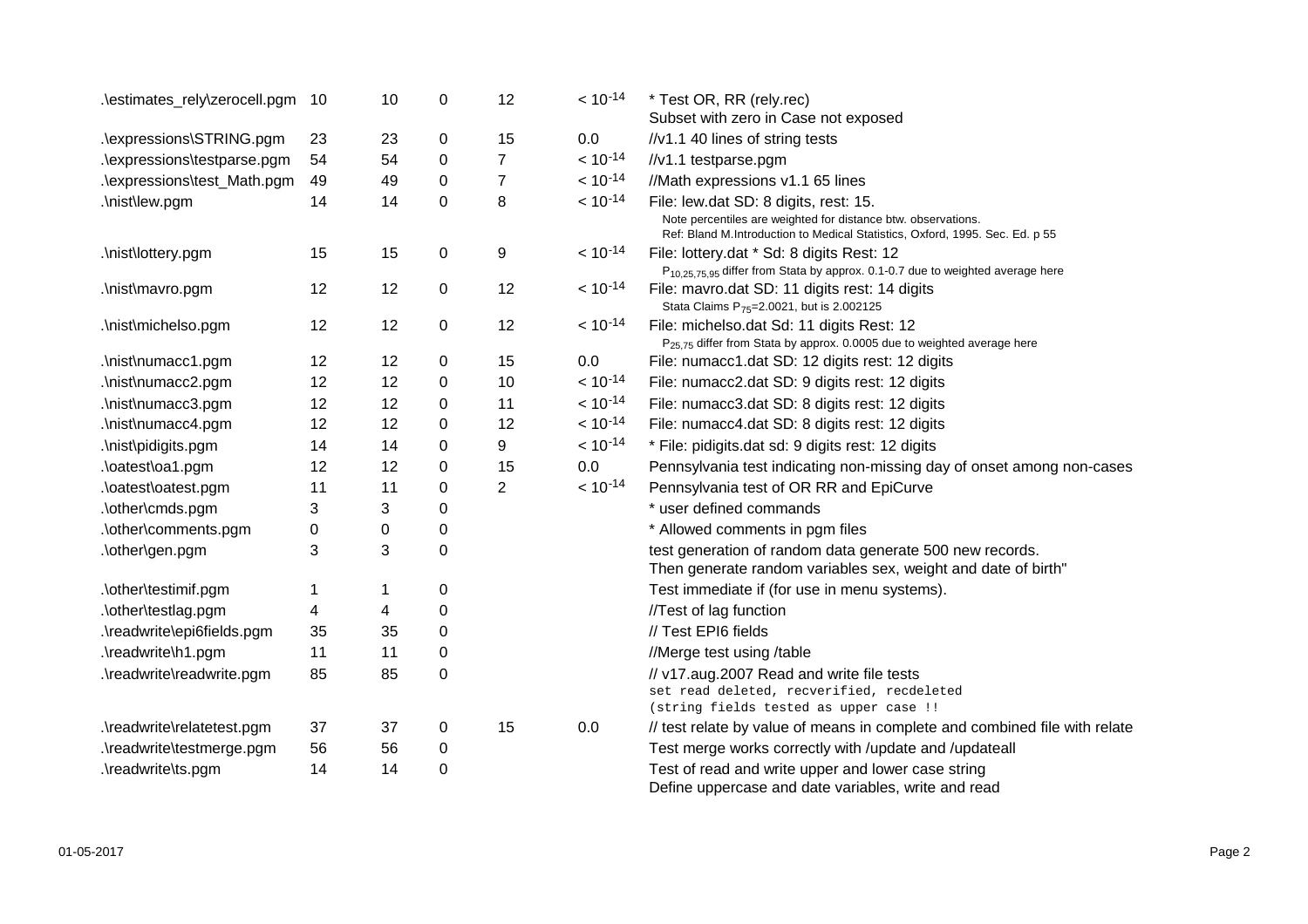| | | | | | | |
|---|---|---|---|---|---|---|
| .\estimates_rely\zerocell.pgm | 10 | 10 | 0 | 12 | $< 10^{-14}$ | * Test OR, RR (rely.rec)<br>Subset with zero in Case not exposed |
| .\expressions\STRING.pgm | 23 | 23 | 0 | 15 | 0.0 | //v1.1 40 lines of string tests |
| .\expressions\testparse.pgm | 54 | 54 | 0 | 7 | $< 10^{-14}$ | //v1.1 testparse.pgm |
| .\expressions\test_Math.pgm | 49 | 49 | 0 | 7 | $< 10^{-14}$ | //Math expressions v1.1 65 lines |
| .\nist\lew.pgm | 14 | 14 | 0 | 8 | $< 10^{-14}$ | File: lew.dat SD: 8 digits, rest: 15.<br>Note percentiles are weighted for distance btw. observations.<br>Ref: Bland M.Introduction to Medical Statistics, Oxford, 1995. Sec. Ed. p 55 |
| .\nist\lottery.pgm | 15 | 15 | 0 | 9 | $< 10^{-14}$ | File: lottery.dat * Sd: 8 digits Rest: 12<br>$P_{10,25,75,95}$ differ from Stata by approx. 0.1-0.7 due to weighted average here |
| .\nist\mavro.pgm | 12 | 12 | 0 | 12 | $< 10^{-14}$ | File: mavro.dat SD: 11 digits rest: 14 digits<br>Stata Claims $P_{75}$=2.0021, but is 2.002125 |
| .\nist\michelso.pgm | 12 | 12 | 0 | 12 | $< 10^{-14}$ | File: michelso.dat Sd: 11 digits Rest: 12<br>$P_{25,75}$ differ from Stata by approx. 0.0005 due to weighted average here |
| .\nist\numacc1.pgm | 12 | 12 | 0 | 15 | 0.0 | File: numacc1.dat SD: 12 digits rest: 12 digits |
| .\nist\numacc2.pgm | 12 | 12 | 0 | 10 | $< 10^{-14}$ | File: numacc2.dat SD: 9 digits rest: 12 digits |
| .\nist\numacc3.pgm | 12 | 12 | 0 | 11 | $< 10^{-14}$ | File: numacc3.dat SD: 8 digits rest: 12 digits |
| .\nist\numacc4.pgm | 12 | 12 | 0 | 12 | $< 10^{-14}$ | File: numacc4.dat SD: 8 digits rest: 12 digits |
| .\nist\pidigits.pgm | 14 | 14 | 0 | 9 | $< 10^{-14}$ | * File: pidigits.dat sd: 9 digits rest: 12 digits |
| .\oatest\oa1.pgm | 12 | 12 | 0 | 15 | 0.0 | Pennsylvania test indicating non-missing day of onset among non-cases |
| .\oatest\oatest.pgm | 11 | 11 | 0 | 2 | $< 10^{-14}$ | Pennsylvania test of OR RR and EpiCurve |
| .\other\cmds.pgm | 3 | 3 | 0 | | | * user defined commands |
| .\other\comments.pgm | 0 | 0 | 0 | | | * Allowed comments in pgm files |
| .\other\gen.pgm | 3 | 3 | 0 | | | test generation of random data generate 500 new records.<br>Then generate random variables sex, weight and date of birth" |
| .\other\testimif.pgm | 1 | 1 | 0 | | | Test immediate if (for use in menu systems). |
| .\other\testlag.pgm | 4 | 4 | 0 | | | //Test of lag function |
| .\readwrite\epi6fields.pgm | 35 | 35 | 0 | | | // Test EPI6 fields |
| .\readwrite\h1.pgm | 11 | 11 | 0 | | | //Merge test using /table |
| .\readwrite\readwrite.pgm | 85 | 85 | 0 | | | // v17.aug.2007 Read and write file tests<br>set read deleted, recverified, recdeleted<br>(string fields tested as upper case !! |
| .\readwrite\relatetest.pgm | 37 | 37 | 0 | 15 | 0.0 | // test relate by value of means in complete and combined file with relate |
| .\readwrite\testmerge.pgm | 56 | 56 | 0 | | | Test merge works correctly with /update and /updateall |
| .\readwrite\ts.pgm | 14 | 14 | 0 | | | Test of read and write upper and lower case string<br>Define uppercase and date variables, write and read |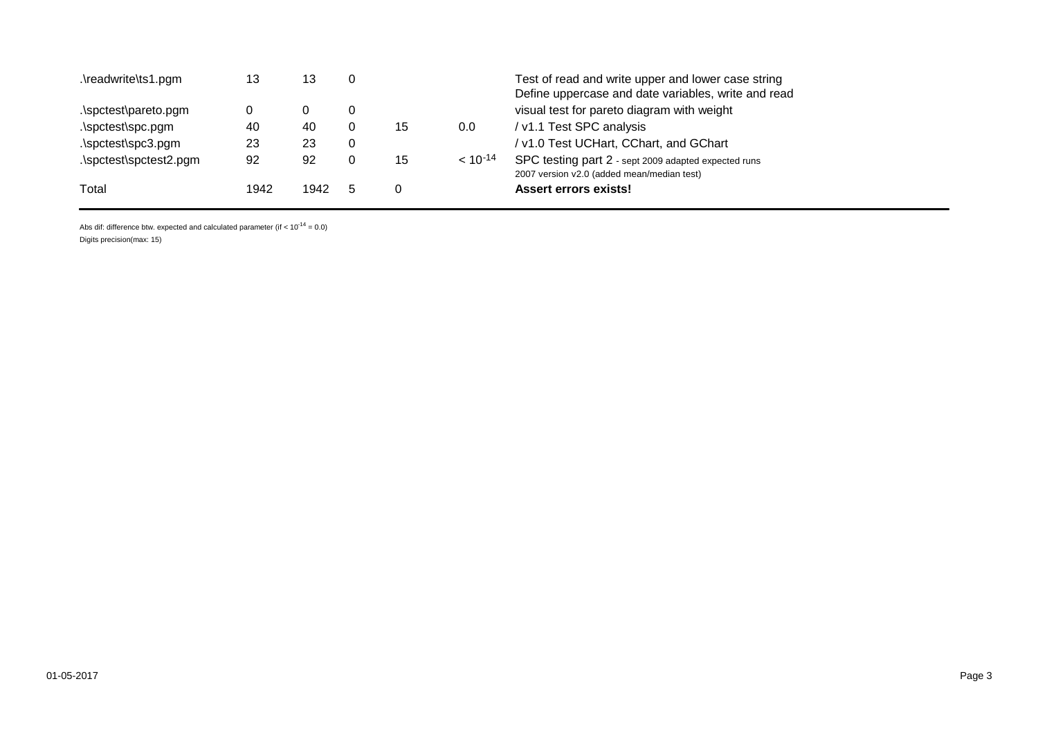| | | | | | | |
|---|---|---|---|---|---|---|
| .\readwrite\ts1.pgm | 13 | 13 | 0 | | | Test of read and write upper and lower case string<br>Define uppercase and date variables, write and read |
| .\spctest\pareto.pgm | 0 | 0 | 0 | | | visual test for pareto diagram with weight |
| .\spctest\spc.pgm | 40 | 40 | 0 | 15 | 0.0 | / v1.1 Test SPC analysis |
| .\spctest\spc3.pgm | 23 | 23 | 0 | | | / v1.0 Test UCHart, CChart, and GChart |
| .\spctest\spctest2.pgm | 92 | 92 | 0 | 15 | $< 10^{-14}$ | SPC testing part 2 - sept 2009 adapted expected runs<br>2007 version v2.0 (added mean/median test) |
| Total | 1942 | 1942 | 5 | 0 | | **Assert errors exists!** |

Abs dif: difference btw. expected and calculated parameter (if $< 10^{-14} = 0.0$)

Digits precision(max: 15)